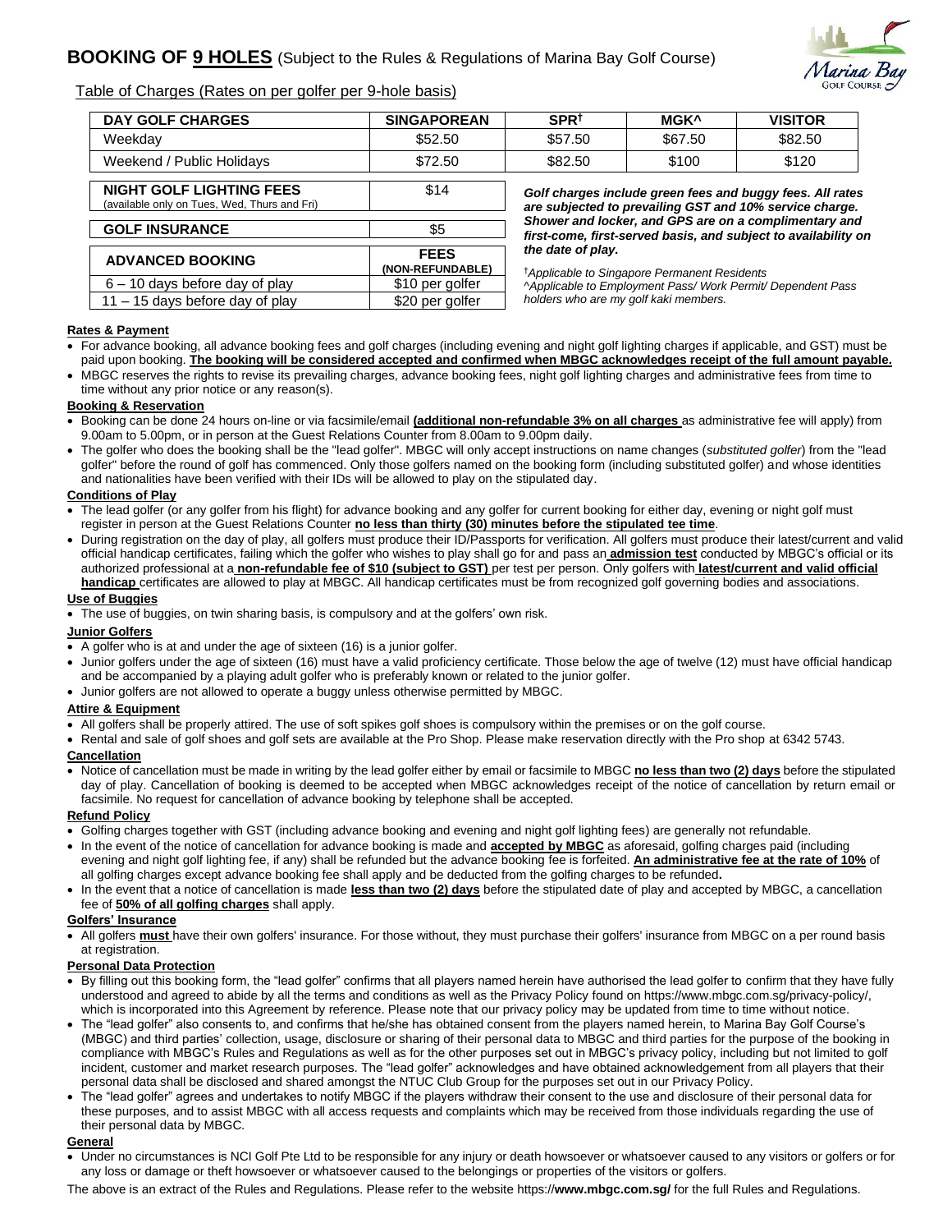# BOOKING OF 9 HOLES (Subject to the Rules & Regulations of Marina Bay Golf Course)

Table of Charges (Rates on per golfer per 9-hole basis)

| DAY GOLF CHARGES | SINGAPOREAN | SPR† | MGK^ | VISITOR |
|---|---|---|---|---|
| Weekday | $52.50 | $57.50 | $67.50 | $82.50 |
| Weekend / Public Holidays | $72.50 | $82.50 | $100 | $120 |

| NIGHT GOLF LIGHTING FEES (available only on Tues, Wed, Thurs and Fri) | $14 |
|---|---|
| **GOLF INSURANCE** | $5 |

| ADVANCED BOOKING | FEES (NON-REFUNDABLE) |
|---|---|
| 6 – 10 days before day of play | $10 per golfer |
| 11 – 15 days before day of play | $20 per golfer |

***Golf charges include green fees and buggy fees. All rates are subjected to prevailing GST and 10% service charge. Shower and locker, and GPS are on a complimentary and first-come, first-served basis, and subject to availability on the date of play.***

*†Applicable to Singapore Permanent Residents*
*^Applicable to Employment Pass/ Work Permit/ Dependent Pass holders who are my golf kaki members.*

### Rates & Payment

- For advance booking, all advance booking fees and golf charges (including evening and night golf lighting charges if applicable, and GST) must be paid upon booking. **The booking will be considered accepted and confirmed when MBGC acknowledges receipt of the full amount payable.**
- MBGC reserves the rights to revise its prevailing charges, advance booking fees, night golf lighting charges and administrative fees from time to time without any prior notice or any reason(s).

### Booking & Reservation

- Booking can be done 24 hours on-line or via facsimile/email **(additional non-refundable 3% on all charges** as administrative fee will apply) from 9.00am to 5.00pm, or in person at the Guest Relations Counter from 8.00am to 9.00pm daily.
- The golfer who does the booking shall be the "lead golfer". MBGC will only accept instructions on name changes (*substituted golfer*) from the "lead golfer" before the round of golf has commenced. Only those golfers named on the booking form (including substituted golfer) and whose identities and nationalities have been verified with their IDs will be allowed to play on the stipulated day.

### Conditions of Play

- The lead golfer (or any golfer from his flight) for advance booking and any golfer for current booking for either day, evening or night golf must register in person at the Guest Relations Counter **no less than thirty (30) minutes before the stipulated tee time**.
- During registration on the day of play, all golfers must produce their ID/Passports for verification. All golfers must produce their latest/current and valid official handicap certificates, failing which the golfer who wishes to play shall go for and pass an **admission test** conducted by MBGC's official or its authorized professional at a **non-refundable fee of $10 (subject to GST)** per test per person. Only golfers with **latest/current and valid official handicap** certificates are allowed to play at MBGC. All handicap certificates must be from recognized golf governing bodies and associations.

### Use of Buggies

- The use of buggies, on twin sharing basis, is compulsory and at the golfers' own risk.

### Junior Golfers

- A golfer who is at and under the age of sixteen (16) is a junior golfer.
- Junior golfers under the age of sixteen (16) must have a valid proficiency certificate. Those below the age of twelve (12) must have official handicap and be accompanied by a playing adult golfer who is preferably known or related to the junior golfer.
- Junior golfers are not allowed to operate a buggy unless otherwise permitted by MBGC.

### Attire & Equipment

- All golfers shall be properly attired. The use of soft spikes golf shoes is compulsory within the premises or on the golf course.
- Rental and sale of golf shoes and golf sets are available at the Pro Shop. Please make reservation directly with the Pro shop at 6342 5743.

### Cancellation

- Notice of cancellation must be made in writing by the lead golfer either by email or facsimile to MBGC **no less than two (2) days** before the stipulated day of play. Cancellation of booking is deemed to be accepted when MBGC acknowledges receipt of the notice of cancellation by return email or facsimile. No request for cancellation of advance booking by telephone shall be accepted.

### Refund Policy

- Golfing charges together with GST (including advance booking and evening and night golf lighting fees) are generally not refundable.
- In the event of the notice of cancellation for advance booking is made and **accepted by MBGC** as aforesaid, golfing charges paid (including evening and night golf lighting fee, if any) shall be refunded but the advance booking fee is forfeited. **An administrative fee at the rate of 10%** of all golfing charges except advance booking fee shall apply and be deducted from the golfing charges to be refunded**.**
- In the event that a notice of cancellation is made **less than two (2) days** before the stipulated date of play and accepted by MBGC, a cancellation fee of **50% of all golfing charges** shall apply.

### Golfers' Insurance

- All golfers **must** have their own golfers' insurance. For those without, they must purchase their golfers' insurance from MBGC on a per round basis at registration.

### Personal Data Protection

- By filling out this booking form, the "lead golfer" confirms that all players named herein have authorised the lead golfer to confirm that they have fully understood and agreed to abide by all the terms and conditions as well as the Privacy Policy found on https://www.mbgc.com.sg/privacy-policy/, which is incorporated into this Agreement by reference. Please note that our privacy policy may be updated from time to time without notice.
- The "lead golfer" also consents to, and confirms that he/she has obtained consent from the players named herein, to Marina Bay Golf Course's (MBGC) and third parties' collection, usage, disclosure or sharing of their personal data to MBGC and third parties for the purpose of the booking in compliance with MBGC's Rules and Regulations as well as for the other purposes set out in MBGC's privacy policy, including but not limited to golf incident, customer and market research purposes. The "lead golfer" acknowledges and have obtained acknowledgement from all players that their personal data shall be disclosed and shared amongst the NTUC Club Group for the purposes set out in our Privacy Policy.
- The "lead golfer" agrees and undertakes to notify MBGC if the players withdraw their consent to the use and disclosure of their personal data for these purposes, and to assist MBGC with all access requests and complaints which may be received from those individuals regarding the use of their personal data by MBGC.

### General

- Under no circumstances is NCI Golf Pte Ltd to be responsible for any injury or death howsoever or whatsoever caused to any visitors or golfers or for any loss or damage or theft howsoever or whatsoever caused to the belongings or properties of the visitors or golfers.

The above is an extract of the Rules and Regulations. Please refer to the website https://**www.mbgc.com.sg/** for the full Rules and Regulations.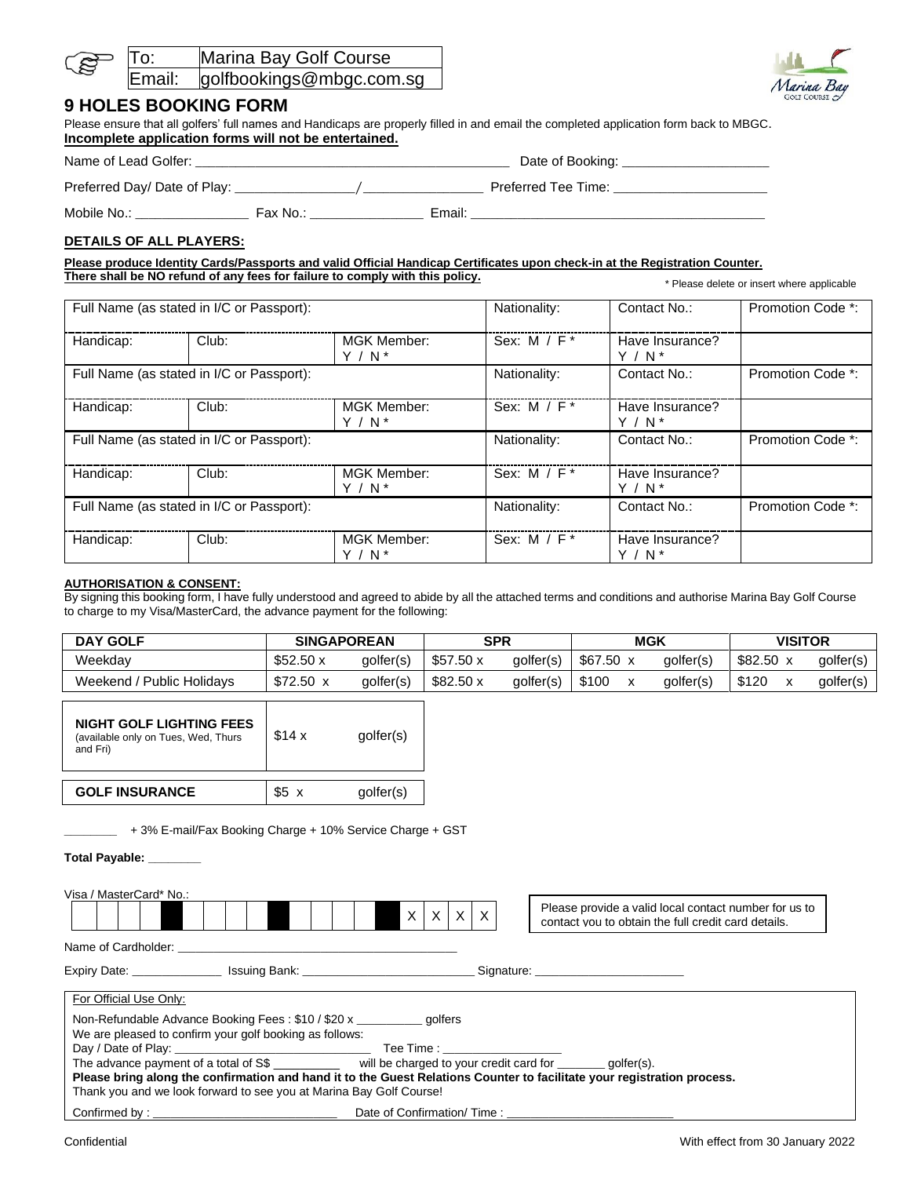| | |
|---|---|
| To: | Marina Bay Golf Course |
| Email: | golfbookings@mbgc.com.sg |

# 9 HOLES BOOKING FORM

Please ensure that all golfers' full names and Handicaps are properly filled in and email the completed application form back to MBGC.
**Incomplete application forms will not be entertained.**

Name of Lead Golfer: ____________________ Date of Booking: ____________________

Preferred Day/ Date of Play: ________________/________________ Preferred Tee Time: ____________________

Mobile No.: _______________ Fax No.: _______________ Email: ________________________________

## DETAILS OF ALL PLAYERS:

**Please produce Identity Cards/Passports and valid Official Handicap Certificates upon check-in at the Registration Counter. There shall be NO refund of any fees for failure to comply with this policy.**

\* Please delete or insert where applicable

| | | | | | |
|---|---|---|---|---|---|
| Full Name (as stated in I/C or Passport): | | | Nationality: | Contact No.: | Promotion Code *: |
| Handicap: | Club: | MGK Member: Y / N * | Sex: M / F * | Have Insurance? Y / N * | |
| Full Name (as stated in I/C or Passport): | | | Nationality: | Contact No.: | Promotion Code *: |
| Handicap: | Club: | MGK Member: Y / N * | Sex: M / F * | Have Insurance? Y / N * | |
| Full Name (as stated in I/C or Passport): | | | Nationality: | Contact No.: | Promotion Code *: |
| Handicap: | Club: | MGK Member: Y / N * | Sex: M / F * | Have Insurance? Y / N * | |
| Full Name (as stated in I/C or Passport): | | | Nationality: | Contact No.: | Promotion Code *: |
| Handicap: | Club: | MGK Member: Y / N * | Sex: M / F * | Have Insurance? Y / N * | |

**AUTHORISATION & CONSENT:**
By signing this booking form, I have fully understood and agreed to abide by all the attached terms and conditions and authorise Marina Bay Golf Course to charge to my Visa/MasterCard, the advance payment for the following:

| DAY GOLF | SINGAPOREAN | | SPR | | MGK | | VISITOR | |
|---|---|---|---|---|---|---|---|---|
| Weekday | $52.50 x | golfer(s) | $57.50 x | golfer(s) | $67.50 x | golfer(s) | $82.50 x | golfer(s) |
| Weekend / Public Holidays | $72.50 x | golfer(s) | $82.50 x | golfer(s) | $100 x | golfer(s) | $120 x | golfer(s) |

| | | |
|---|---|---|
| **NIGHT GOLF LIGHTING FEES** (available only on Tues, Wed, Thurs and Fri) | $14 x | golfer(s) |
| **GOLF INSURANCE** | $5 x | golfer(s) |

________ + 3% E-mail/Fax Booking Charge + 10% Service Charge + GST

**Total Payable: ________**

Visa / MasterCard* No.: | | | | | | | | | | | | | | | | X | X | X | X |

Please provide a valid local contact number for us to contact you to obtain the full credit card details.

Name of Cardholder: ________________________________

Expiry Date: ____________ Issuing Bank: ________________________ Signature: ____________________

For Official Use Only:

Non-Refundable Advance Booking Fees : $10 / $20 x __________ golfers
We are pleased to confirm your golf booking as follows:
Day / Date of Play: ____________________________ Tee Time : ________________
The advance payment of a total of S$ __________ will be charged to your credit card for _______ golfer(s).
**Please bring along the confirmation and hand it to the Guest Relations Counter to facilitate your registration process.**
Thank you and we look forward to see you at Marina Bay Golf Course!

Confirmed by : __________________________ Date of Confirmation/ Time : ________________________

Confidential

With effect from 30 January 2022